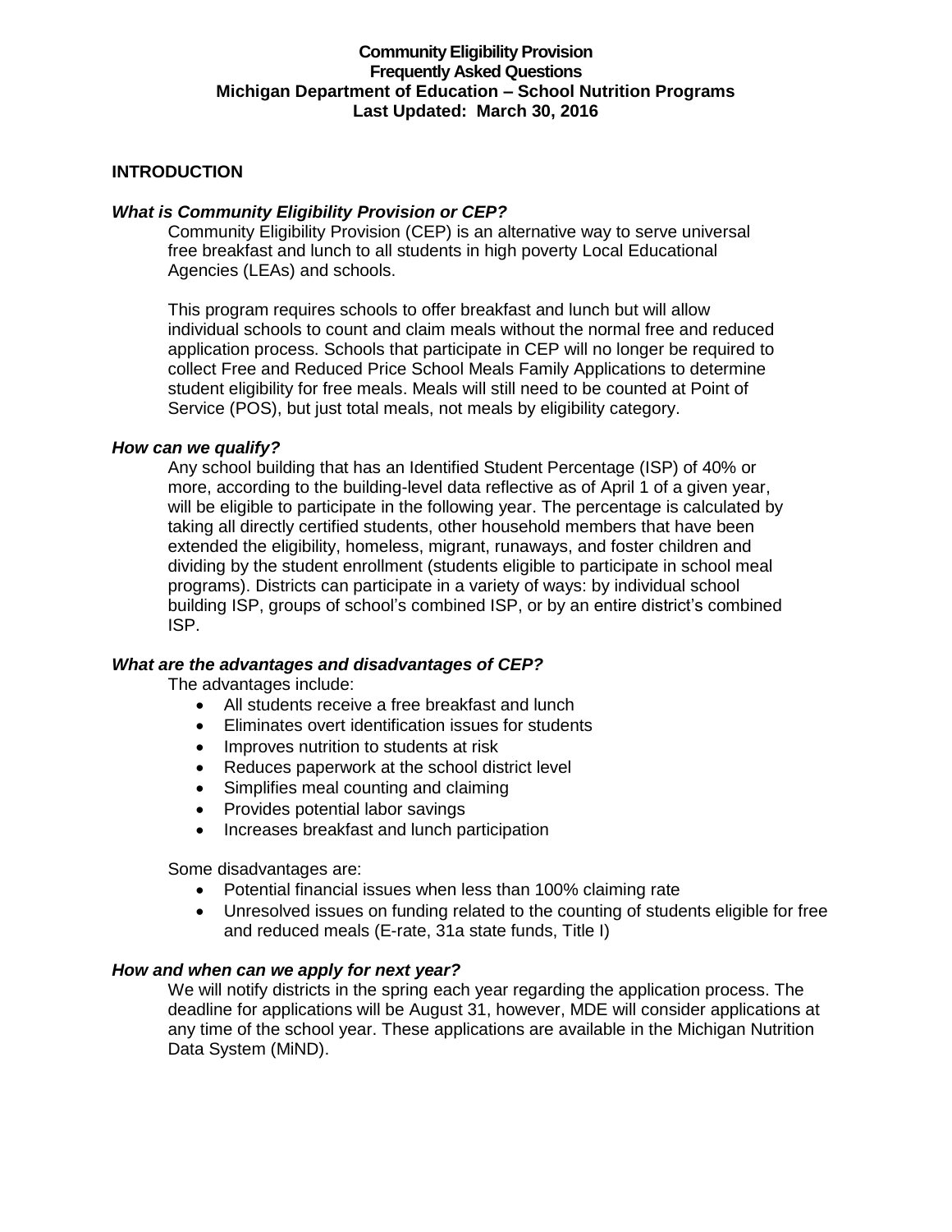# Community Eligibility Provision
# Frequently Asked Questions
# Michigan Department of Education – School Nutrition Programs
# Last Updated: March 30, 2016

## INTRODUCTION

***What is Community Eligibility Provision or CEP?***

Community Eligibility Provision (CEP) is an alternative way to serve universal free breakfast and lunch to all students in high poverty Local Educational Agencies (LEAs) and schools.

This program requires schools to offer breakfast and lunch but will allow individual schools to count and claim meals without the normal free and reduced application process. Schools that participate in CEP will no longer be required to collect Free and Reduced Price School Meals Family Applications to determine student eligibility for free meals. Meals will still need to be counted at Point of Service (POS), but just total meals, not meals by eligibility category.

***How can we qualify?***

Any school building that has an Identified Student Percentage (ISP) of 40% or more, according to the building-level data reflective as of April 1 of a given year, will be eligible to participate in the following year. The percentage is calculated by taking all directly certified students, other household members that have been extended the eligibility, homeless, migrant, runaways, and foster children and dividing by the student enrollment (students eligible to participate in school meal programs). Districts can participate in a variety of ways: by individual school building ISP, groups of school's combined ISP, or by an entire district's combined ISP.

***What are the advantages and disadvantages of CEP?***

The advantages include:

- All students receive a free breakfast and lunch
- Eliminates overt identification issues for students
- Improves nutrition to students at risk
- Reduces paperwork at the school district level
- Simplifies meal counting and claiming
- Provides potential labor savings
- Increases breakfast and lunch participation

Some disadvantages are:

- Potential financial issues when less than 100% claiming rate
- Unresolved issues on funding related to the counting of students eligible for free and reduced meals (E-rate, 31a state funds, Title I)

***How and when can we apply for next year?***

We will notify districts in the spring each year regarding the application process. The deadline for applications will be August 31, however, MDE will consider applications at any time of the school year. These applications are available in the Michigan Nutrition Data System (MiND).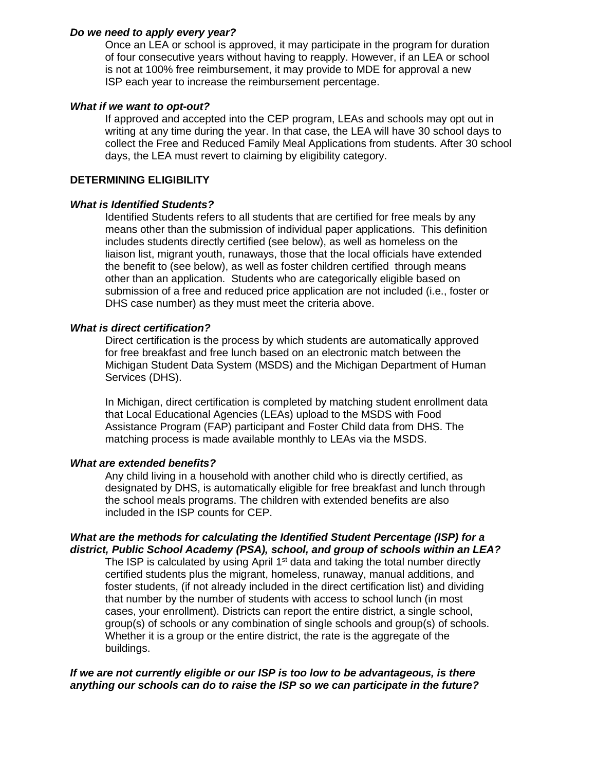***Do we need to apply every year?***

Once an LEA or school is approved, it may participate in the program for duration of four consecutive years without having to reapply. However, if an LEA or school is not at 100% free reimbursement, it may provide to MDE for approval a new ISP each year to increase the reimbursement percentage.

***What if we want to opt-out?***

If approved and accepted into the CEP program, LEAs and schools may opt out in writing at any time during the year. In that case, the LEA will have 30 school days to collect the Free and Reduced Family Meal Applications from students. After 30 school days, the LEA must revert to claiming by eligibility category.

**DETERMINING ELIGIBILITY**

***What is Identified Students?***

Identified Students refers to all students that are certified for free meals by any means other than the submission of individual paper applications. This definition includes students directly certified (see below), as well as homeless on the liaison list, migrant youth, runaways, those that the local officials have extended the benefit to (see below), as well as foster children certified through means other than an application. Students who are categorically eligible based on submission of a free and reduced price application are not included (i.e., foster or DHS case number) as they must meet the criteria above.

***What is direct certification?***

Direct certification is the process by which students are automatically approved for free breakfast and free lunch based on an electronic match between the Michigan Student Data System (MSDS) and the Michigan Department of Human Services (DHS).

In Michigan, direct certification is completed by matching student enrollment data that Local Educational Agencies (LEAs) upload to the MSDS with Food Assistance Program (FAP) participant and Foster Child data from DHS. The matching process is made available monthly to LEAs via the MSDS.

***What are extended benefits?***

Any child living in a household with another child who is directly certified, as designated by DHS, is automatically eligible for free breakfast and lunch through the school meals programs. The children with extended benefits are also included in the ISP counts for CEP.

***What are the methods for calculating the Identified Student Percentage (ISP) for a district, Public School Academy (PSA), school, and group of schools within an LEA?***

The ISP is calculated by using April 1st data and taking the total number directly certified students plus the migrant, homeless, runaway, manual additions, and foster students, (if not already included in the direct certification list) and dividing that number by the number of students with access to school lunch (in most cases, your enrollment). Districts can report the entire district, a single school, group(s) of schools or any combination of single schools and group(s) of schools. Whether it is a group or the entire district, the rate is the aggregate of the buildings.

***If we are not currently eligible or our ISP is too low to be advantageous, is there anything our schools can do to raise the ISP so we can participate in the future?***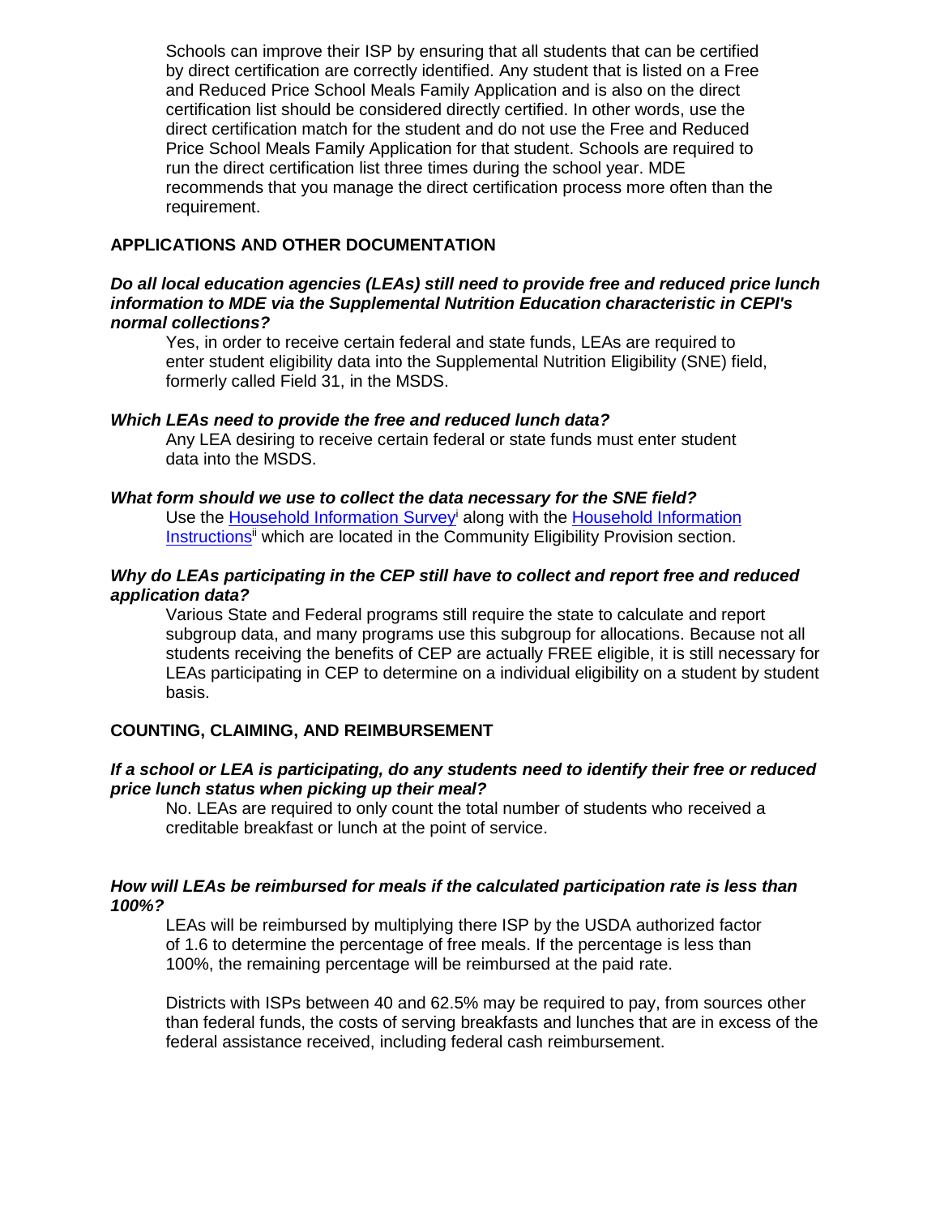Schools can improve their ISP by ensuring that all students that can be certified by direct certification are correctly identified. Any student that is listed on a Free and Reduced Price School Meals Family Application and is also on the direct certification list should be considered directly certified. In other words, use the direct certification match for the student and do not use the Free and Reduced Price School Meals Family Application for that student. Schools are required to run the direct certification list three times during the school year. MDE recommends that you manage the direct certification process more often than the requirement.

## APPLICATIONS AND OTHER DOCUMENTATION

***Do all local education agencies (LEAs) still need to provide free and reduced price lunch information to MDE via the Supplemental Nutrition Education characteristic in CEPI's normal collections?***

Yes, in order to receive certain federal and state funds, LEAs are required to enter student eligibility data into the Supplemental Nutrition Eligibility (SNE) field, formerly called Field 31, in the MSDS.

***Which LEAs need to provide the free and reduced lunch data?***

Any LEA desiring to receive certain federal or state funds must enter student data into the MSDS.

***What form should we use to collect the data necessary for the SNE field?***

Use the Household Information Survey[i] along with the Household Information Instructions[ii] which are located in the Community Eligibility Provision section.

***Why do LEAs participating in the CEP still have to collect and report free and reduced application data?***

Various State and Federal programs still require the state to calculate and report subgroup data, and many programs use this subgroup for allocations. Because not all students receiving the benefits of CEP are actually FREE eligible, it is still necessary for LEAs participating in CEP to determine on a individual eligibility on a student by student basis.

## COUNTING, CLAIMING, AND REIMBURSEMENT

***If a school or LEA is participating, do any students need to identify their free or reduced price lunch status when picking up their meal?***

No. LEAs are required to only count the total number of students who received a creditable breakfast or lunch at the point of service.

***How will LEAs be reimbursed for meals if the calculated participation rate is less than 100%?***

LEAs will be reimbursed by multiplying there ISP by the USDA authorized factor of 1.6 to determine the percentage of free meals. If the percentage is less than 100%, the remaining percentage will be reimbursed at the paid rate.

Districts with ISPs between 40 and 62.5% may be required to pay, from sources other than federal funds, the costs of serving breakfasts and lunches that are in excess of the federal assistance received, including federal cash reimbursement.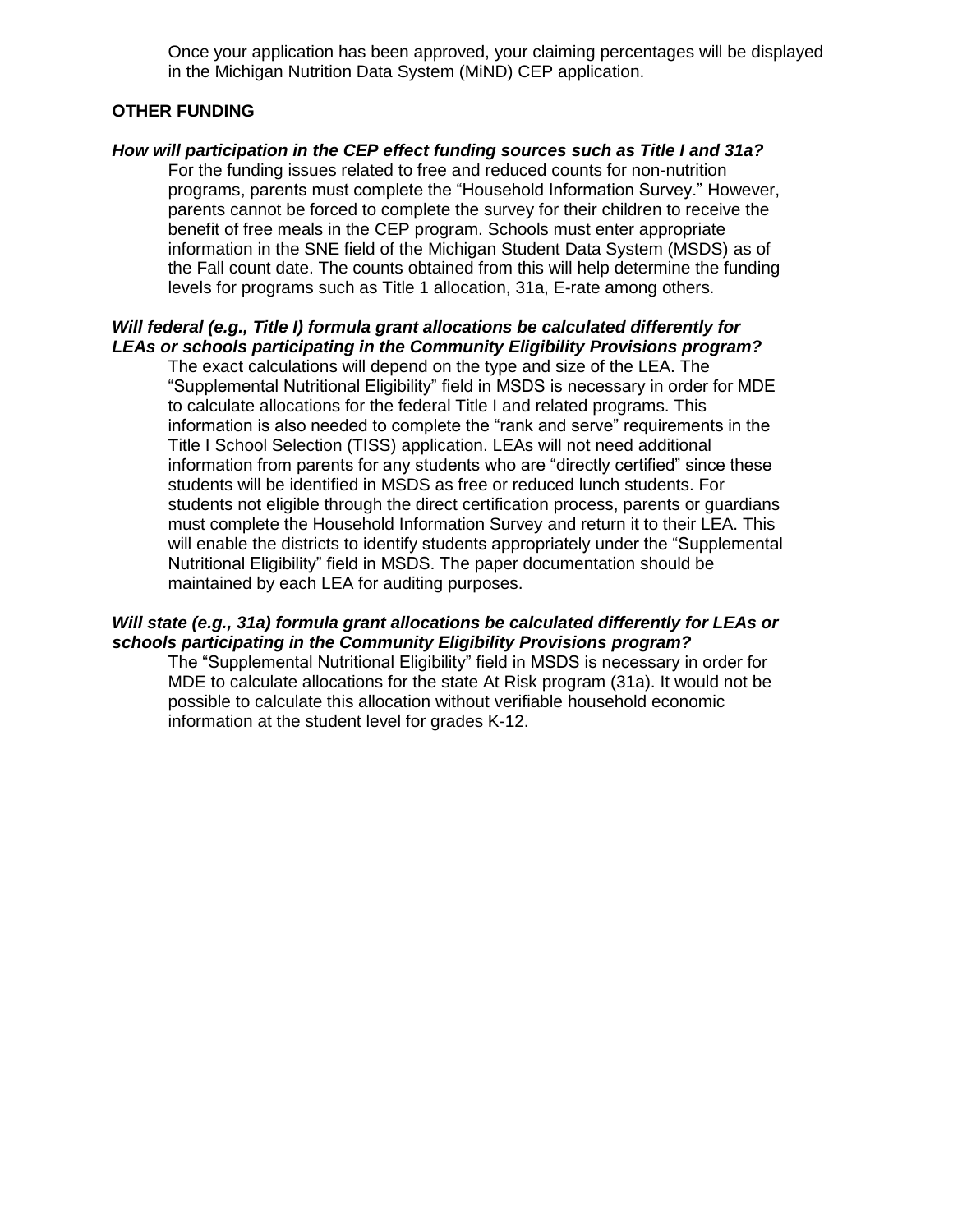Once your application has been approved, your claiming percentages will be displayed in the Michigan Nutrition Data System (MiND) CEP application.

## OTHER FUNDING

***How will participation in the CEP effect funding sources such as Title I and 31a?***

For the funding issues related to free and reduced counts for non-nutrition programs, parents must complete the "Household Information Survey." However, parents cannot be forced to complete the survey for their children to receive the benefit of free meals in the CEP program. Schools must enter appropriate information in the SNE field of the Michigan Student Data System (MSDS) as of the Fall count date. The counts obtained from this will help determine the funding levels for programs such as Title 1 allocation, 31a, E-rate among others.

***Will federal (e.g., Title I) formula grant allocations be calculated differently for LEAs or schools participating in the Community Eligibility Provisions program?***

The exact calculations will depend on the type and size of the LEA. The "Supplemental Nutritional Eligibility" field in MSDS is necessary in order for MDE to calculate allocations for the federal Title I and related programs. This information is also needed to complete the "rank and serve" requirements in the Title I School Selection (TISS) application. LEAs will not need additional information from parents for any students who are "directly certified" since these students will be identified in MSDS as free or reduced lunch students. For students not eligible through the direct certification process, parents or guardians must complete the Household Information Survey and return it to their LEA. This will enable the districts to identify students appropriately under the "Supplemental Nutritional Eligibility" field in MSDS. The paper documentation should be maintained by each LEA for auditing purposes.

***Will state (e.g., 31a) formula grant allocations be calculated differently for LEAs or schools participating in the Community Eligibility Provisions program?***

The "Supplemental Nutritional Eligibility" field in MSDS is necessary in order for MDE to calculate allocations for the state At Risk program (31a). It would not be possible to calculate this allocation without verifiable household economic information at the student level for grades K-12.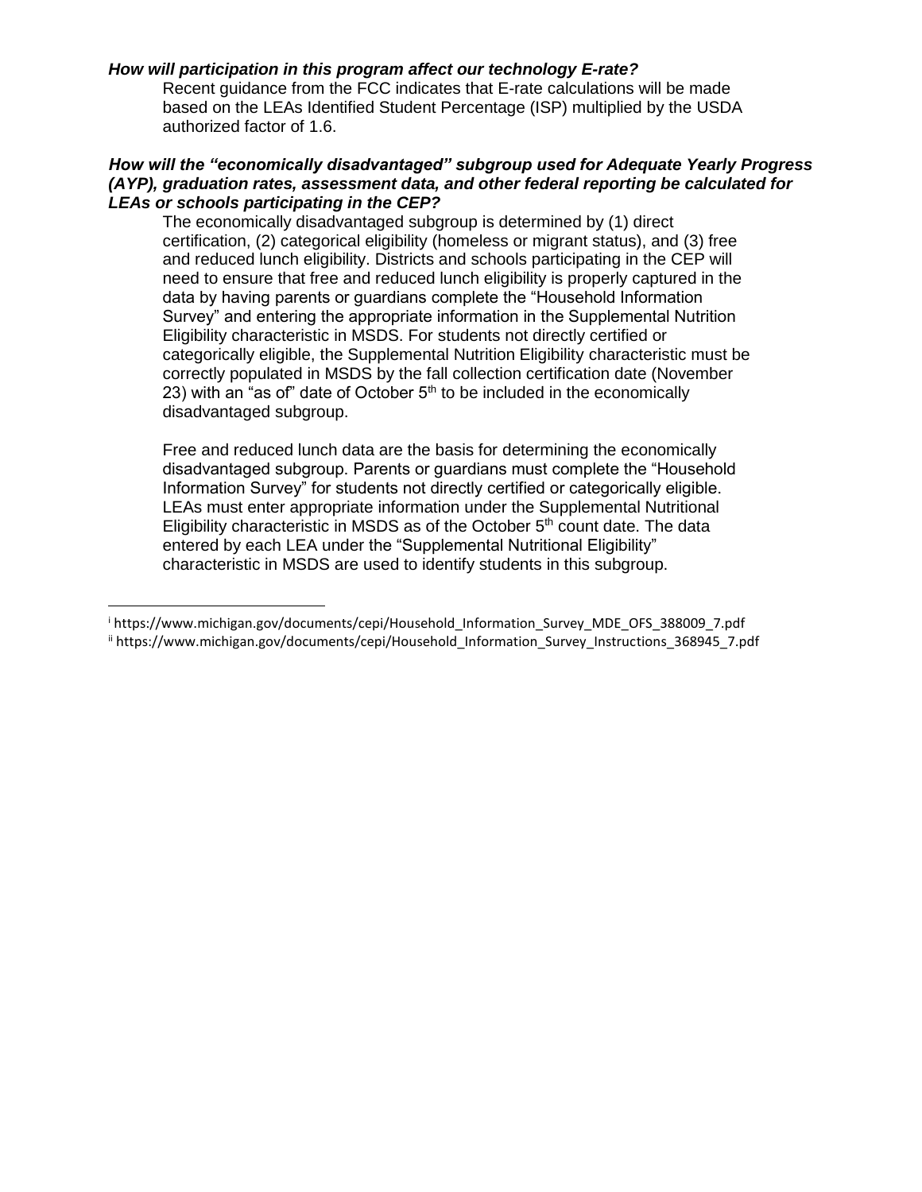***How will participation in this program affect our technology E-rate?***

Recent guidance from the FCC indicates that E-rate calculations will be made based on the LEAs Identified Student Percentage (ISP) multiplied by the USDA authorized factor of 1.6.

***How will the "economically disadvantaged" subgroup used for Adequate Yearly Progress (AYP), graduation rates, assessment data, and other federal reporting be calculated for LEAs or schools participating in the CEP?***

The economically disadvantaged subgroup is determined by (1) direct certification, (2) categorical eligibility (homeless or migrant status), and (3) free and reduced lunch eligibility. Districts and schools participating in the CEP will need to ensure that free and reduced lunch eligibility is properly captured in the data by having parents or guardians complete the "Household Information Survey" and entering the appropriate information in the Supplemental Nutrition Eligibility characteristic in MSDS. For students not directly certified or categorically eligible, the Supplemental Nutrition Eligibility characteristic must be correctly populated in MSDS by the fall collection certification date (November 23) with an "as of" date of October 5th to be included in the economically disadvantaged subgroup.

Free and reduced lunch data are the basis for determining the economically disadvantaged subgroup. Parents or guardians must complete the "Household Information Survey" for students not directly certified or categorically eligible. LEAs must enter appropriate information under the Supplemental Nutritional Eligibility characteristic in MSDS as of the October 5th count date. The data entered by each LEA under the "Supplemental Nutritional Eligibility" characteristic in MSDS are used to identify students in this subgroup.

---

[i] https://www.michigan.gov/documents/cepi/Household_Information_Survey_MDE_OFS_388009_7.pdf

[ii] https://www.michigan.gov/documents/cepi/Household_Information_Survey_Instructions_368945_7.pdf